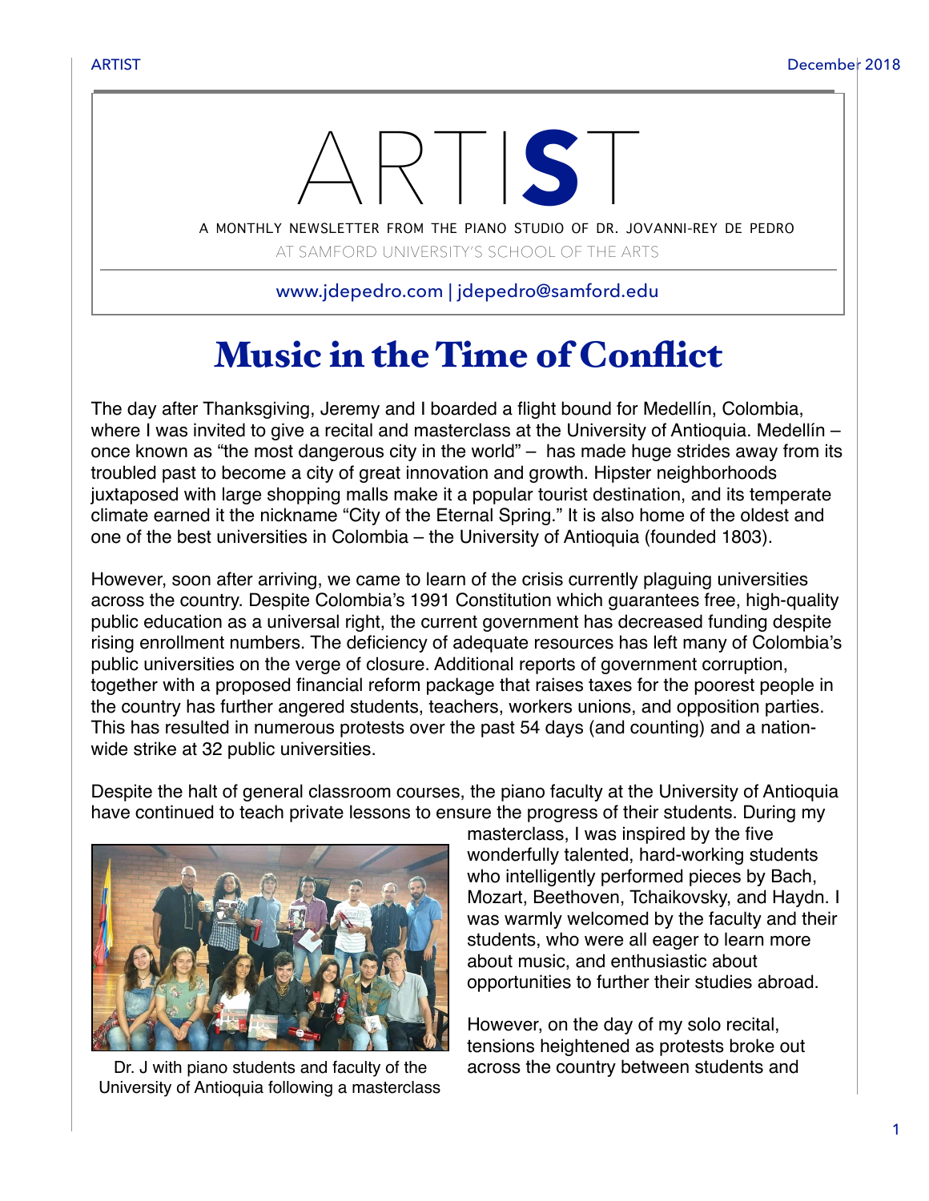# ARTIST

A MONTHLY NEWSLETTER FROM THE PIANO STUDIO OF DR. JOVANNI-REY DE PEDRO

AT SAMFORD UNIVERSITY'S SCHOOL OF THE ARTS

www.jdepedro.com | jdepedro@samford.edu

## Music in the Time of Conflict

The day after Thanksgiving, Jeremy and I boarded a flight bound for Medellín, Colombia, where I was invited to give a recital and masterclass at the University of Antioquia. Medellín – once known as "the most dangerous city in the world" – has made huge strides away from its troubled past to become a city of great innovation and growth. Hipster neighborhoods juxtaposed with large shopping malls make it a popular tourist destination, and its temperate climate earned it the nickname "City of the Eternal Spring." It is also home of the oldest and one of the best universities in Colombia – the University of Antioquia (founded 1803).

However, soon after arriving, we came to learn of the crisis currently plaguing universities across the country. Despite Colombia's 1991 Constitution which guarantees free, high-quality public education as a universal right, the current government has decreased funding despite rising enrollment numbers. The deficiency of adequate resources has left many of Colombia's public universities on the verge of closure. Additional reports of government corruption, together with a proposed financial reform package that raises taxes for the poorest people in the country has further angered students, teachers, workers unions, and opposition parties. This has resulted in numerous protests over the past 54 days (and counting) and a nation-wide strike at 32 public universities.

Despite the halt of general classroom courses, the piano faculty at the University of Antioquia have continued to teach private lessons to ensure the progress of their students. During my masterclass, I was inspired by the five wonderfully talented, hard-working students who intelligently performed pieces by Bach, Mozart, Beethoven, Tchaikovsky, and Haydn. I was warmly welcomed by the faculty and their students, who were all eager to learn more about music, and enthusiastic about opportunities to further their studies abroad.

Dr. J with piano students and faculty of the University of Antioquia following a masterclass

However, on the day of my solo recital, tensions heightened as protests broke out across the country between students and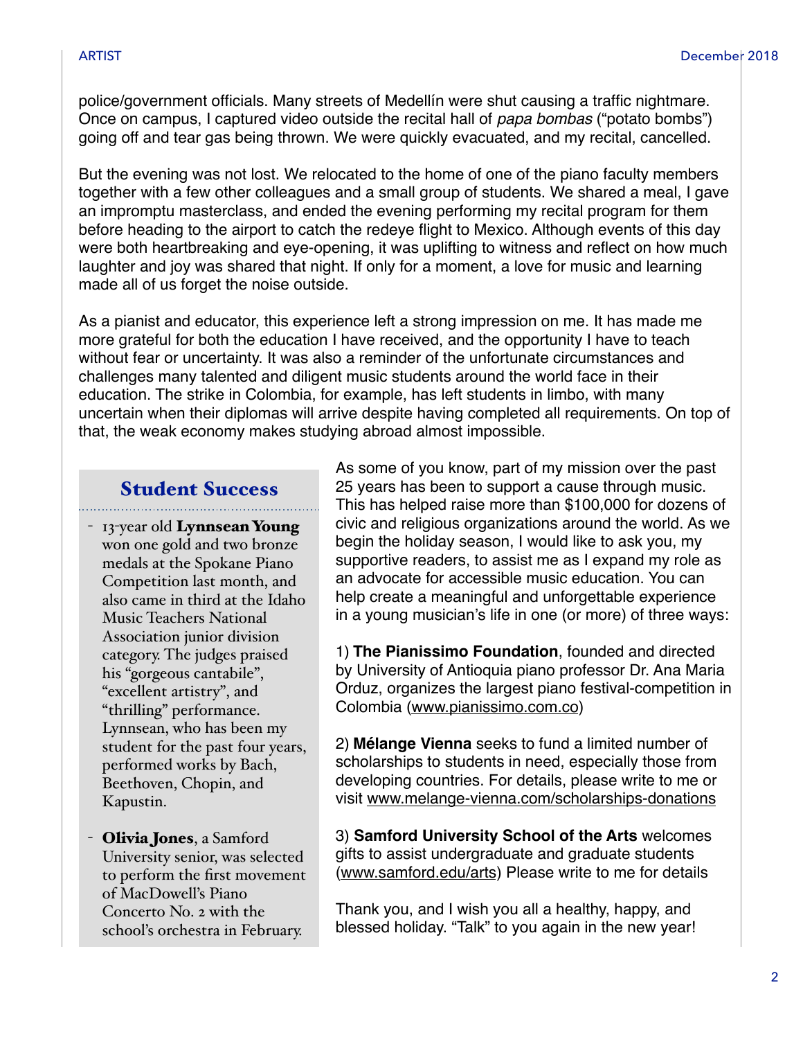police/government officials. Many streets of Medellín were shut causing a traffic nightmare. Once on campus, I captured video outside the recital hall of *papa bombas* ("potato bombs") going off and tear gas being thrown. We were quickly evacuated, and my recital, cancelled.

But the evening was not lost. We relocated to the home of one of the piano faculty members together with a few other colleagues and a small group of students. We shared a meal, I gave an impromptu masterclass, and ended the evening performing my recital program for them before heading to the airport to catch the redeye flight to Mexico. Although events of this day were both heartbreaking and eye-opening, it was uplifting to witness and reflect on how much laughter and joy was shared that night. If only for a moment, a love for music and learning made all of us forget the noise outside.

As a pianist and educator, this experience left a strong impression on me. It has made me more grateful for both the education I have received, and the opportunity I have to teach without fear or uncertainty. It was also a reminder of the unfortunate circumstances and challenges many talented and diligent music students around the world face in their education. The strike in Colombia, for example, has left students in limbo, with many uncertain when their diplomas will arrive despite having completed all requirements. On top of that, the weak economy makes studying abroad almost impossible.

As some of you know, part of my mission over the past 25 years has been to support a cause through music. This has helped raise more than $100,000 for dozens of civic and religious organizations around the world. As we begin the holiday season, I would like to ask you, my supportive readers, to assist me as I expand my role as an advocate for accessible music education. You can help create a meaningful and unforgettable experience in a young musician's life in one (or more) of three ways:

1) **The Pianissimo Foundation**, founded and directed by University of Antioquia piano professor Dr. Ana Maria Orduz, organizes the largest piano festival-competition in Colombia (www.pianissimo.com.co)

2) **Mélange Vienna** seeks to fund a limited number of scholarships to students in need, especially those from developing countries. For details, please write to me or visit www.melange-vienna.com/scholarships-donations

3) **Samford University School of the Arts** welcomes gifts to assist undergraduate and graduate students (www.samford.edu/arts) Please write to me for details

Thank you, and I wish you all a healthy, happy, and blessed holiday. "Talk" to you again in the new year!

## Student Success

- 13-year old **Lynnsean Young** won one gold and two bronze medals at the Spokane Piano Competition last month, and also came in third at the Idaho Music Teachers National Association junior division category. The judges praised his "gorgeous cantabile", "excellent artistry", and "thrilling" performance. Lynnsean, who has been my student for the past four years, performed works by Bach, Beethoven, Chopin, and Kapustin.

- **Olivia Jones**, a Samford University senior, was selected to perform the first movement of MacDowell's Piano Concerto No. 2 with the school's orchestra in February.